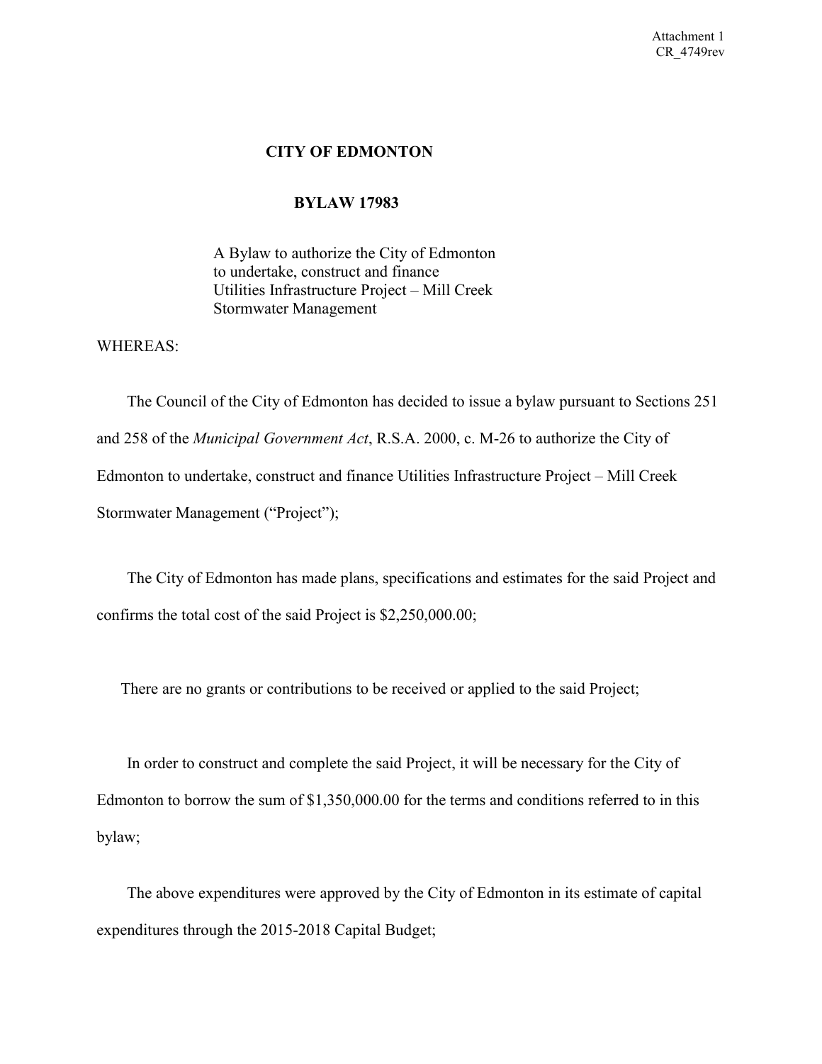Attachment 1
CR_4749rev

# CITY OF EDMONTON

## BYLAW 17983

A Bylaw to authorize the City of Edmonton to undertake, construct and finance Utilities Infrastructure Project – Mill Creek Stormwater Management

WHEREAS:

The Council of the City of Edmonton has decided to issue a bylaw pursuant to Sections 251 and 258 of the *Municipal Government Act*, R.S.A. 2000, c. M-26 to authorize the City of Edmonton to undertake, construct and finance Utilities Infrastructure Project – Mill Creek Stormwater Management ("Project");

The City of Edmonton has made plans, specifications and estimates for the said Project and confirms the total cost of the said Project is $2,250,000.00;

There are no grants or contributions to be received or applied to the said Project;

In order to construct and complete the said Project, it will be necessary for the City of Edmonton to borrow the sum of $1,350,000.00 for the terms and conditions referred to in this bylaw;

The above expenditures were approved by the City of Edmonton in its estimate of capital expenditures through the 2015-2018 Capital Budget;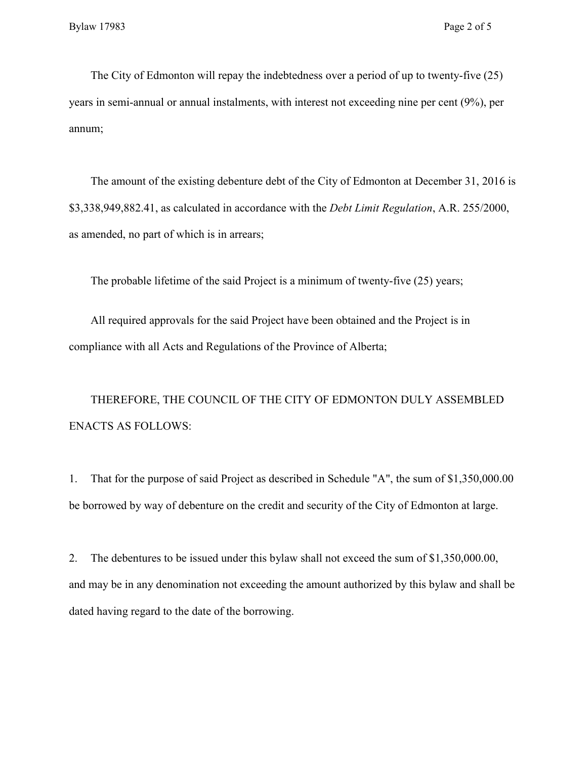The City of Edmonton will repay the indebtedness over a period of up to twenty-five (25) years in semi-annual or annual instalments, with interest not exceeding nine per cent (9%), per annum;

The amount of the existing debenture debt of the City of Edmonton at December 31, 2016 is $3,338,949,882.41, as calculated in accordance with the *Debt Limit Regulation*, A.R. 255/2000, as amended, no part of which is in arrears;

The probable lifetime of the said Project is a minimum of twenty-five (25) years;

All required approvals for the said Project have been obtained and the Project is in compliance with all Acts and Regulations of the Province of Alberta;

THEREFORE, THE COUNCIL OF THE CITY OF EDMONTON DULY ASSEMBLED ENACTS AS FOLLOWS:

1. That for the purpose of said Project as described in Schedule "A", the sum of $1,350,000.00 be borrowed by way of debenture on the credit and security of the City of Edmonton at large.

2. The debentures to be issued under this bylaw shall not exceed the sum of $1,350,000.00, and may be in any denomination not exceeding the amount authorized by this bylaw and shall be dated having regard to the date of the borrowing.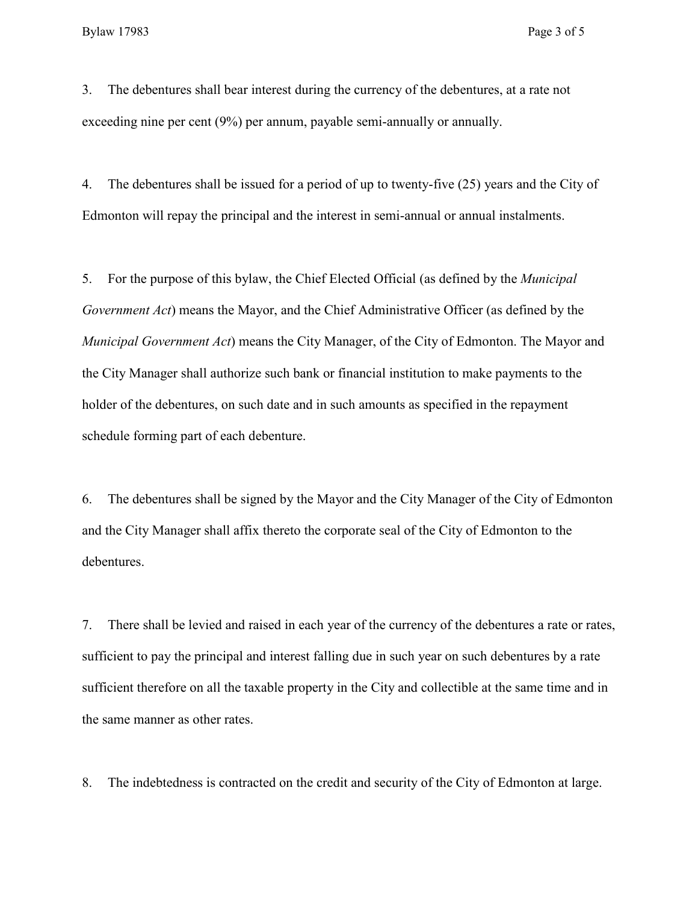3. The debentures shall bear interest during the currency of the debentures, at a rate not exceeding nine per cent (9%) per annum, payable semi-annually or annually.

4. The debentures shall be issued for a period of up to twenty-five (25) years and the City of Edmonton will repay the principal and the interest in semi-annual or annual instalments.

5. For the purpose of this bylaw, the Chief Elected Official (as defined by the *Municipal Government Act*) means the Mayor, and the Chief Administrative Officer (as defined by the *Municipal Government Act*) means the City Manager, of the City of Edmonton. The Mayor and the City Manager shall authorize such bank or financial institution to make payments to the holder of the debentures, on such date and in such amounts as specified in the repayment schedule forming part of each debenture.

6. The debentures shall be signed by the Mayor and the City Manager of the City of Edmonton and the City Manager shall affix thereto the corporate seal of the City of Edmonton to the debentures.

7. There shall be levied and raised in each year of the currency of the debentures a rate or rates, sufficient to pay the principal and interest falling due in such year on such debentures by a rate sufficient therefore on all the taxable property in the City and collectible at the same time and in the same manner as other rates.

8. The indebtedness is contracted on the credit and security of the City of Edmonton at large.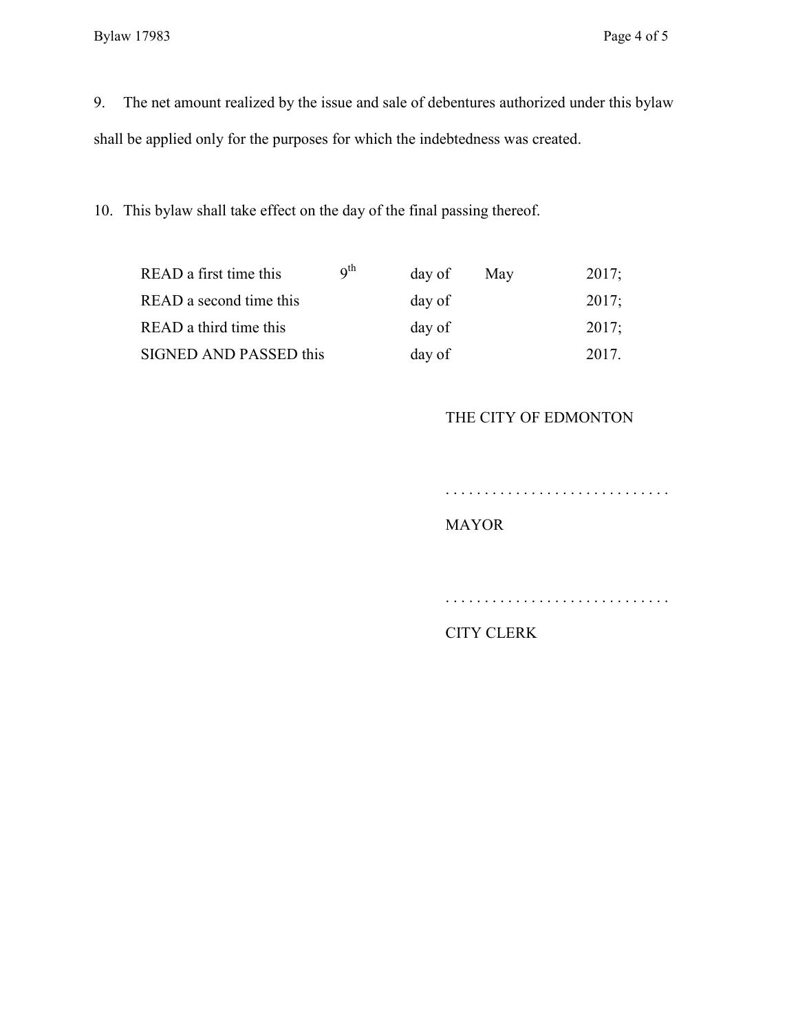9. The net amount realized by the issue and sale of debentures authorized under this bylaw shall be applied only for the purposes for which the indebtedness was created.

10. This bylaw shall take effect on the day of the final passing thereof.

| | | | | |
|---|---|---|---|---|
| READ a first time this | 9th | day of | May | 2017; |
| READ a second time this | | day of | | 2017; |
| READ a third time this | | day of | | 2017; |
| SIGNED AND PASSED this | | day of | | 2017. |

THE CITY OF EDMONTON

. . . . . . . . . . . . . . . . . . . . . . . . . . . . .

MAYOR

. . . . . . . . . . . . . . . . . . . . . . . . . . . . .

CITY CLERK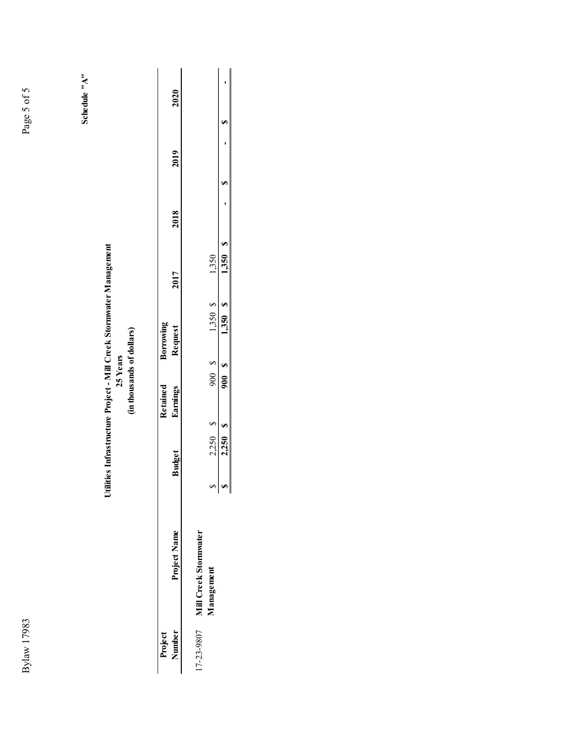Schedule "A"

**Utilities Infrastructure Project - Mill Creek Stormwater Management**
**25 Years**
**(in thousands of dollars)**

| Project Number | Project Name | Budget | Retained Earnings | Borrowing Request | 2017 | 2018 | 2019 | 2020 |
|---|---|---|---|---|---|---|---|---|
| 17-23-9807 | **Mill Creek Stormwater Management** | $ 2,250 | $ 900 | $ 1,350 | $ 1,350 | | | |
| | | **$ 2,250** | **$ 900** | **$ 1,350** | **$ 1,350** | **$ -** | **$ -** | **$ -** |